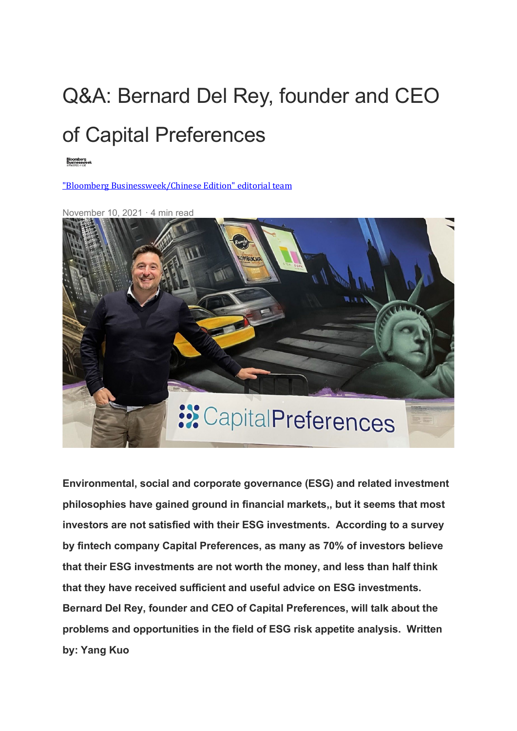# Q&A: Bernard Del Rey, founder and CEO of Capital Preferences

["Bloomberg Businessweek/Chinese Edition" editorial team]

November 10, 2021 · 4 min read

**Environmental, social and corporate governance (ESG) and related investment philosophies have gained ground in financial markets,, but it seems that most investors are not satisfied with their ESG investments. According to a survey by fintech company Capital Preferences, as many as 70% of investors believe that their ESG investments are not worth the money, and less than half think that they have received sufficient and useful advice on ESG investments. Bernard Del Rey, founder and CEO of Capital Preferences, will talk about the problems and opportunities in the field of ESG risk appetite analysis. Written by: Yang Kuo**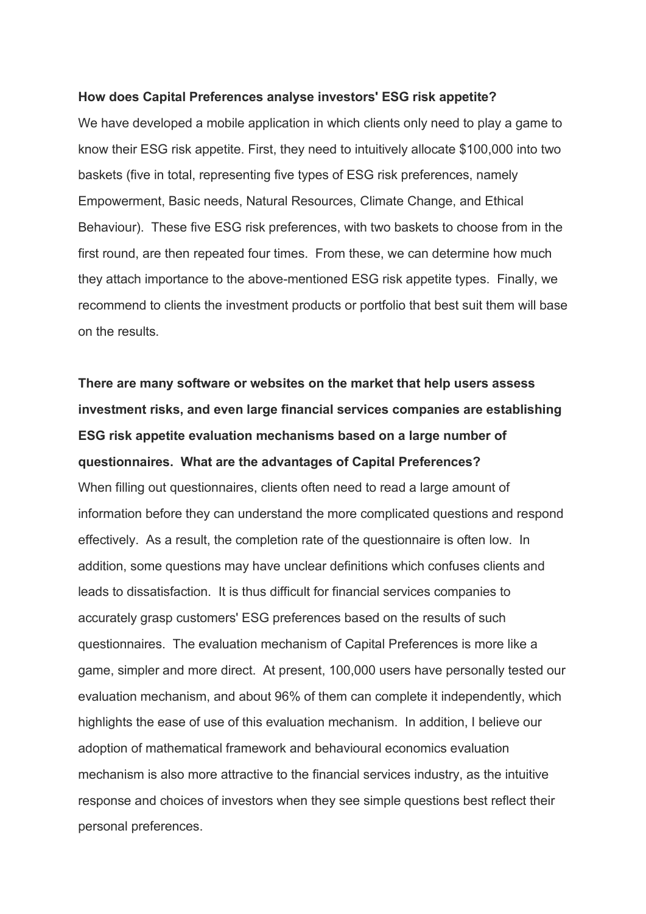**How does Capital Preferences analyse investors' ESG risk appetite?**

We have developed a mobile application in which clients only need to play a game to know their ESG risk appetite. First, they need to intuitively allocate $100,000 into two baskets (five in total, representing five types of ESG risk preferences, namely Empowerment, Basic needs, Natural Resources, Climate Change, and Ethical Behaviour). These five ESG risk preferences, with two baskets to choose from in the first round, are then repeated four times. From these, we can determine how much they attach importance to the above-mentioned ESG risk appetite types. Finally, we recommend to clients the investment products or portfolio that best suit them will base on the results.

**There are many software or websites on the market that help users assess investment risks, and even large financial services companies are establishing ESG risk appetite evaluation mechanisms based on a large number of questionnaires. What are the advantages of Capital Preferences?**

When filling out questionnaires, clients often need to read a large amount of information before they can understand the more complicated questions and respond effectively. As a result, the completion rate of the questionnaire is often low. In addition, some questions may have unclear definitions which confuses clients and leads to dissatisfaction. It is thus difficult for financial services companies to accurately grasp customers' ESG preferences based on the results of such questionnaires. The evaluation mechanism of Capital Preferences is more like a game, simpler and more direct. At present, 100,000 users have personally tested our evaluation mechanism, and about 96% of them can complete it independently, which highlights the ease of use of this evaluation mechanism. In addition, I believe our adoption of mathematical framework and behavioural economics evaluation mechanism is also more attractive to the financial services industry, as the intuitive response and choices of investors when they see simple questions best reflect their personal preferences.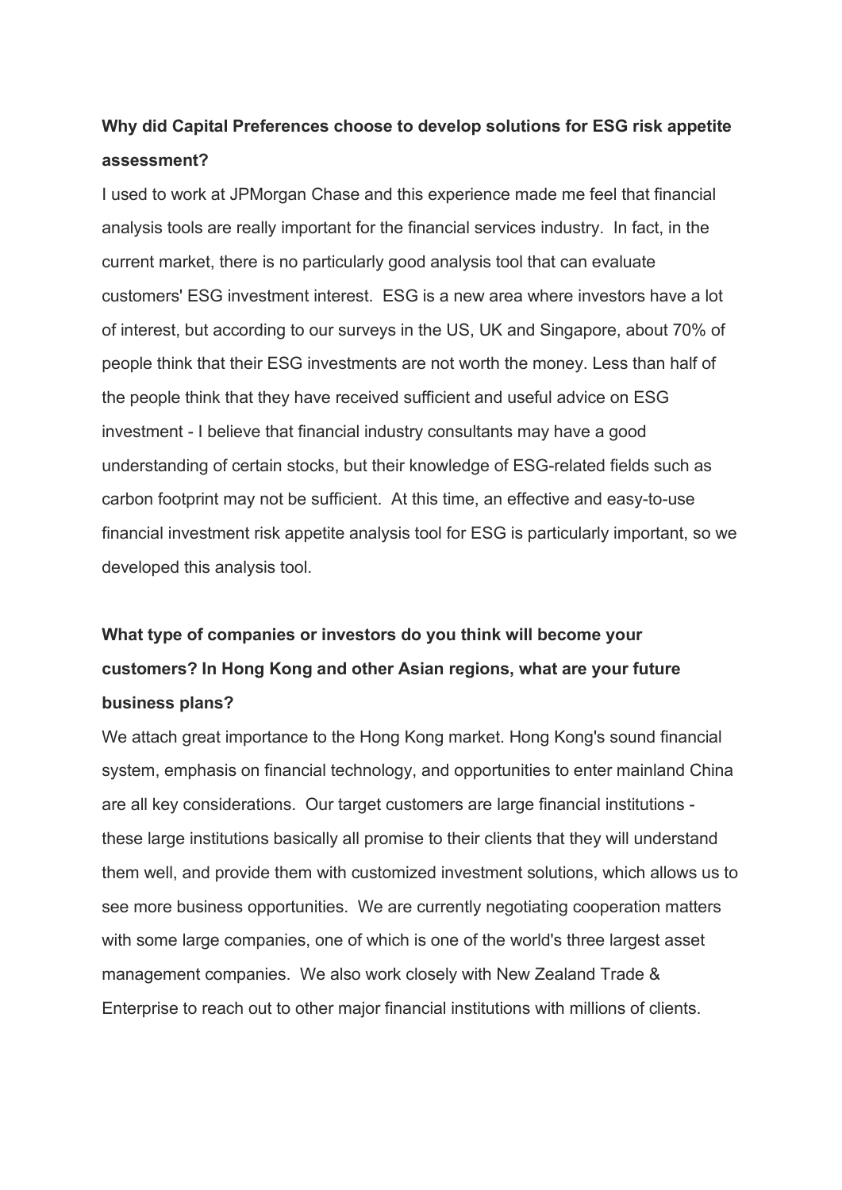**Why did Capital Preferences choose to develop solutions for ESG risk appetite assessment?**

I used to work at JPMorgan Chase and this experience made me feel that financial analysis tools are really important for the financial services industry. In fact, in the current market, there is no particularly good analysis tool that can evaluate customers' ESG investment interest. ESG is a new area where investors have a lot of interest, but according to our surveys in the US, UK and Singapore, about 70% of people think that their ESG investments are not worth the money. Less than half of the people think that they have received sufficient and useful advice on ESG investment - I believe that financial industry consultants may have a good understanding of certain stocks, but their knowledge of ESG-related fields such as carbon footprint may not be sufficient. At this time, an effective and easy-to-use financial investment risk appetite analysis tool for ESG is particularly important, so we developed this analysis tool.

**What type of companies or investors do you think will become your customers? In Hong Kong and other Asian regions, what are your future business plans?**

We attach great importance to the Hong Kong market. Hong Kong's sound financial system, emphasis on financial technology, and opportunities to enter mainland China are all key considerations. Our target customers are large financial institutions - these large institutions basically all promise to their clients that they will understand them well, and provide them with customized investment solutions, which allows us to see more business opportunities. We are currently negotiating cooperation matters with some large companies, one of which is one of the world's three largest asset management companies. We also work closely with New Zealand Trade & Enterprise to reach out to other major financial institutions with millions of clients.